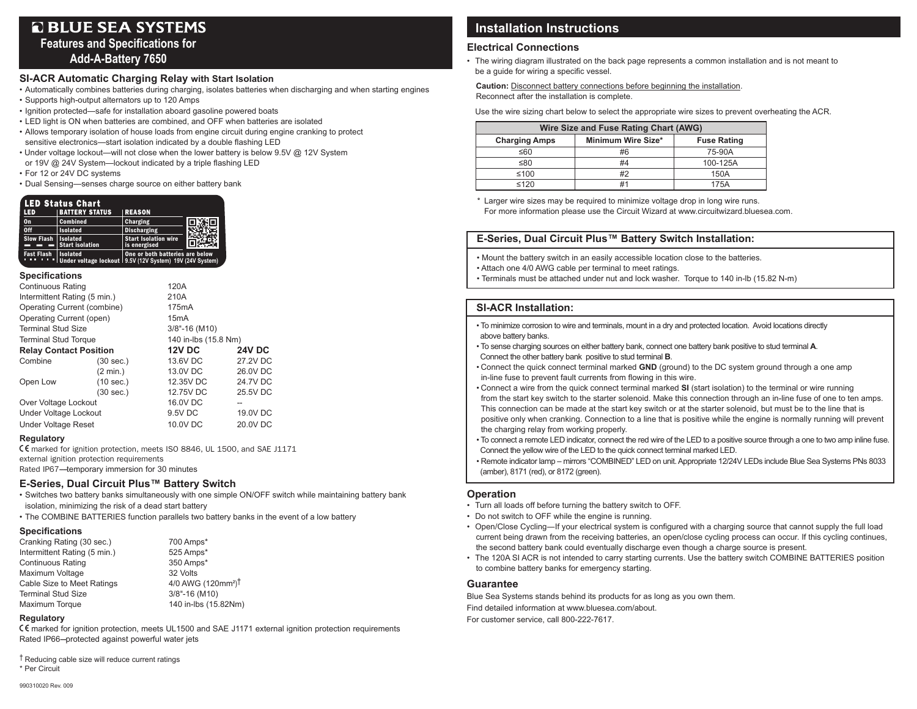# BLUE SEA SYSTEMS

## Features and Specifications for Add-A-Battery 7650

### SI-ACR Automatic Charging Relay with Start Isolation

- Automatically combines batteries during charging, isolates batteries when discharging and when starting engines
- Supports high-output alternators up to 120 Amps
- Ignition protected—safe for installation aboard gasoline powered boats
- LED light is ON when batteries are combined, and OFF when batteries are isolated
- Allows temporary isolation of house loads from engine circuit during engine cranking to protect sensitive electronics—start isolation indicated by a double flashing LED
- Under voltage lockout—will not close when the lower battery is below 9.5V @ 12V System or 19V @ 24V System—lockout indicated by a triple flashing LED
- For 12 or 24V DC systems
- Dual Sensing—senses charge source on either battery bank

**LED Status Chart**

| LED | BATTERY STATUS | REASON |
|---|---|---|
| On | Combined | Charging |
| Off | Isolated | Discharging |
| Slow Flash | Isolated Start isolation | Start Isolation wire is energised |
| Fast Flash | Isolated Under voltage lockout | One or both batteries are below 9.5V (12V System) 19V (24V System) |

#### Specifications

| | | | |
|---|---|---|---|
| Continuous Rating | | 120A | |
| Intermittent Rating (5 min.) | | 210A | |
| Operating Current (combine) | | 175mA | |
| Operating Current (open) | | 15mA | |
| Terminal Stud Size | | 3/8"-16 (M10) | |
| Terminal Stud Torque | | 140 in-lbs (15.8 Nm) | |
| **Relay Contact Position** | | **12V DC** | **24V DC** |
| Combine | (30 sec.) | 13.6V DC | 27.2V DC |
| | (2 min.) | 13.0V DC | 26.0V DC |
| Open Low | (10 sec.) | 12.35V DC | 24.7V DC |
| | (30 sec.) | 12.75V DC | 25.5V DC |
| Over Voltage Lockout | | 16.0V DC | -- |
| Under Voltage Lockout | | 9.5V DC | 19.0V DC |
| Under Voltage Reset | | 10.0V DC | 20.0V DC |

#### Regulatory

CE marked for ignition protection, meets ISO 8846, UL 1500, and SAE J1171 external ignition protection requirements
Rated IP67—temporary immersion for 30 minutes

### E-Series, Dual Circuit Plus™ Battery Switch

- Switches two battery banks simultaneously with one simple ON/OFF switch while maintaining battery bank isolation, minimizing the risk of a dead start battery
- The COMBINE BATTERIES function parallels two battery banks in the event of a low battery

#### Specifications

| | |
|---|---|
| Cranking Rating (30 sec.) | 700 Amps* |
| Intermittent Rating (5 min.) | 525 Amps* |
| Continuous Rating | 350 Amps* |
| Maximum Voltage | 32 Volts |
| Cable Size to Meet Ratings | 4/0 AWG (120mm²)† |
| Terminal Stud Size | 3/8"-16 (M10) |
| Maximum Torque | 140 in-lbs (15.82Nm) |

#### Regulatory

CE marked for ignition protection, meets UL1500 and SAE J1171 external ignition protection requirements
Rated IP66–protected against powerful water jets

† Reducing cable size will reduce current ratings
\* Per Circuit

990310020 Rev. 009

## Installation Instructions

### Electrical Connections

- The wiring diagram illustrated on the back page represents a common installation and is not meant to be a guide for wiring a specific vessel.

**Caution:** Disconnect battery connections before beginning the installation. Reconnect after the installation is complete.

Use the wire sizing chart below to select the appropriate wire sizes to prevent overheating the ACR.

| Wire Size and Fuse Rating Chart (AWG) | | |
|---|---|---|
| **Charging Amps** | **Minimum Wire Size*** | **Fuse Rating** |
| ≤60 | #6 | 75-90A |
| ≤80 | #4 | 100-125A |
| ≤100 | #2 | 150A |
| ≤120 | #1 | 175A |

\* Larger wire sizes may be required to minimize voltage drop in long wire runs. For more information please use the Circuit Wizard at www.circuitwizard.bluesea.com.

### E-Series, Dual Circuit Plus™ Battery Switch Installation:

- Mount the battery switch in an easily accessible location close to the batteries.
- Attach one 4/0 AWG cable per terminal to meet ratings.
- Terminals must be attached under nut and lock washer. Torque to 140 in-lb (15.82 N-m)

### SI-ACR Installation:

- To minimize corrosion to wire and terminals, mount in a dry and protected location. Avoid locations directly above battery banks.
- To sense charging sources on either battery bank, connect one battery bank positive to stud terminal **A**. Connect the other battery bank positive to stud terminal **B**.
- Connect the quick connect terminal marked **GND** (ground) to the DC system ground through a one amp in-line fuse to prevent fault currents from flowing in this wire.
- Connect a wire from the quick connect terminal marked **SI** (start isolation) to the terminal or wire running from the start key switch to the starter solenoid. Make this connection through an in-line fuse of one to ten amps. This connection can be made at the start key switch or at the starter solenoid, but must be to the line that is positive only when cranking. Connection to a line that is positive while the engine is normally running will prevent the charging relay from working properly.
- To connect a remote LED indicator, connect the red wire of the LED to a positive source through a one to two amp inline fuse. Connect the yellow wire of the LED to the quick connect terminal marked LED.
- Remote indicator lamp – mirrors "COMBINED" LED on unit. Appropriate 12/24V LEDs include Blue Sea Systems PNs 8033 (amber), 8171 (red), or 8172 (green).

### Operation

- Turn all loads off before turning the battery switch to OFF.
- Do not switch to OFF while the engine is running.
- Open/Close Cycling—If your electrical system is configured with a charging source that cannot supply the full load current being drawn from the receiving batteries, an open/close cycling process can occur. If this cycling continues, the second battery bank could eventually discharge even though a charge source is present.
- The 120A SI ACR is not intended to carry starting currents. Use the battery switch COMBINE BATTERIES position to combine battery banks for emergency starting.

### Guarantee

Blue Sea Systems stands behind its products for as long as you own them.
Find detailed information at www.bluesea.com/about.
For customer service, call 800-222-7617.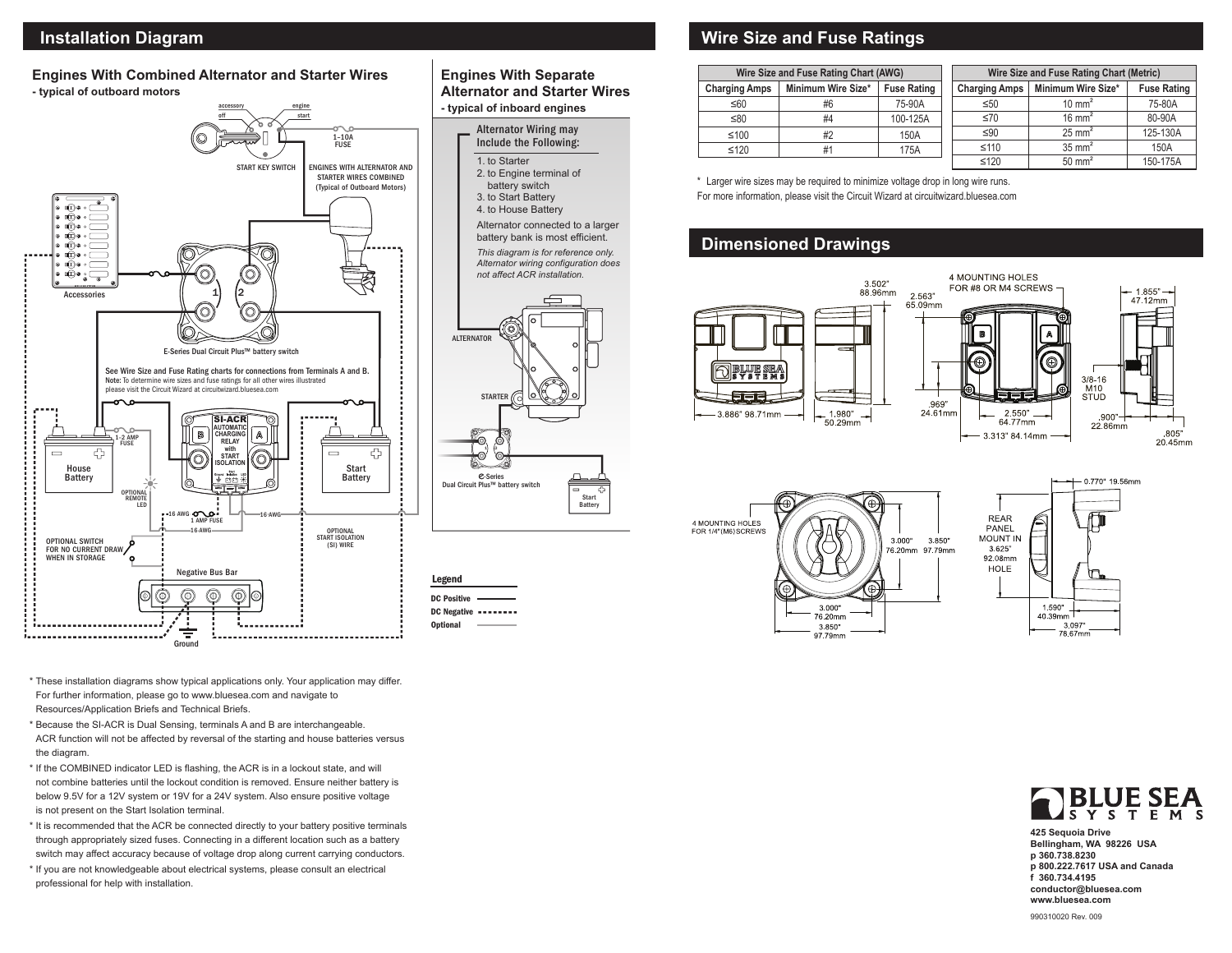## Installation Diagram

### Engines With Combined Alternator and Starter Wires

**- typical of outboard motors**

accessory
engine
off
start

1–10A FUSE

START KEY SWITCH

ENGINES WITH ALTERNATOR AND STARTER WIRES COMBINED (Typical of Outboard Motors)

Accessories

1 2

E-Series Dual Circuit Plus™ battery switch

**See Wire Size and Fuse Rating charts for connections from Terminals A and B.**
**Note:** To determine wire sizes and fuse ratings for all other wires illustrated please visit the Circuit Wizard at circuitwizard.bluesea.com

SI-ACR
AUTOMATIC CHARGING RELAY with START ISOLATION

B A

House Battery

1–2 AMP FUSE

OPTIONAL REMOTE LED

Start Battery

16 AWG
1 AMP FUSE
16 AWG
16 AWG

OPTIONAL START ISOLATION (SI) WIRE

OPTIONAL SWITCH FOR NO CURRENT DRAW WHEN IN STORAGE

Negative Bus Bar

Ground

### Engines With Separate Alternator and Starter Wires

**- typical of inboard engines**

**Alternator Wiring may Include the Following:**

1. to Starter
2. to Engine terminal of battery switch
3. to Start Battery
4. to House Battery

Alternator connected to a larger battery bank is most efficient.

*This diagram is for reference only. Alternator wiring configuration does not affect ACR installation.*

ALTERNATOR

STARTER

e-Series Dual Circuit Plus™ battery switch

Start Battery

**Legend**

DC Positive
DC Negative
Optional

* These installation diagrams show typical applications only. Your application may differ. For further information, please go to www.bluesea.com and navigate to Resources/Application Briefs and Technical Briefs.
* Because the SI-ACR is Dual Sensing, terminals A and B are interchangeable. ACR function will not be affected by reversal of the starting and house batteries versus the diagram.
* If the COMBINED indicator LED is flashing, the ACR is in a lockout state, and will not combine batteries until the lockout condition is removed. Ensure neither battery is below 9.5V for a 12V system or 19V for a 24V system. Also ensure positive voltage is not present on the Start Isolation terminal.
* It is recommended that the ACR be connected directly to your battery positive terminals through appropriately sized fuses. Connecting in a different location such as a battery switch may affect accuracy because of voltage drop along current carrying conductors.
* If you are not knowledgeable about electrical systems, please consult an electrical professional for help with installation.

## Wire Size and Fuse Ratings

| Wire Size and Fuse Rating Chart (AWG) | | |
|---|---|---|
| Charging Amps | Minimum Wire Size* | Fuse Rating |
| ≤60 | #6 | 75-90A |
| ≤80 | #4 | 100-125A |
| ≤100 | #2 | 150A |
| ≤120 | #1 | 175A |

| Wire Size and Fuse Rating Chart (Metric) | | |
|---|---|---|
| Charging Amps | Minimum Wire Size* | Fuse Rating |
| ≤50 | 10 mm² | 75-80A |
| ≤70 | 16 mm² | 80-90A |
| ≤90 | 25 mm² | 125-130A |
| ≤110 | 35 mm² | 150A |
| ≤120 | 50 mm² | 150-175A |

* Larger wire sizes may be required to minimize voltage drop in long wire runs.

For more information, please visit the Circuit Wizard at circuitwizard.bluesea.com

## Dimensioned Drawings

3.502" 88.96mm
2.563" 65.09mm
4 MOUNTING HOLES FOR #8 OR M4 SCREWS
1.855" 47.12mm
3/8-16 M10 STUD
.969" 24.61mm
3.886" 98.71mm
1.980" 50.29mm
2.550" 64.77mm
3.313" 84.14mm
.900" 22.86mm
.805" 20.45mm

4 MOUNTING HOLES FOR 1/4"(M6) SCREWS
3.000" 76.20mm
3.850" 97.79mm
3.000" 76.20mm
3.850" 97.79mm
0.770" 19.56mm
REAR PANEL MOUNT IN 3.625" 92.08mm HOLE
1.590" 40.39mm
3.097" 78.67mm

**BLUE SEA SYSTEMS**

**425 Sequoia Drive**
**Bellingham, WA 98226 USA**
**p 360.738.8230**
**p 800.222.7617 USA and Canada**
**f 360.734.4195**
**conductor@bluesea.com**
**www.bluesea.com**

990310020 Rev. 009